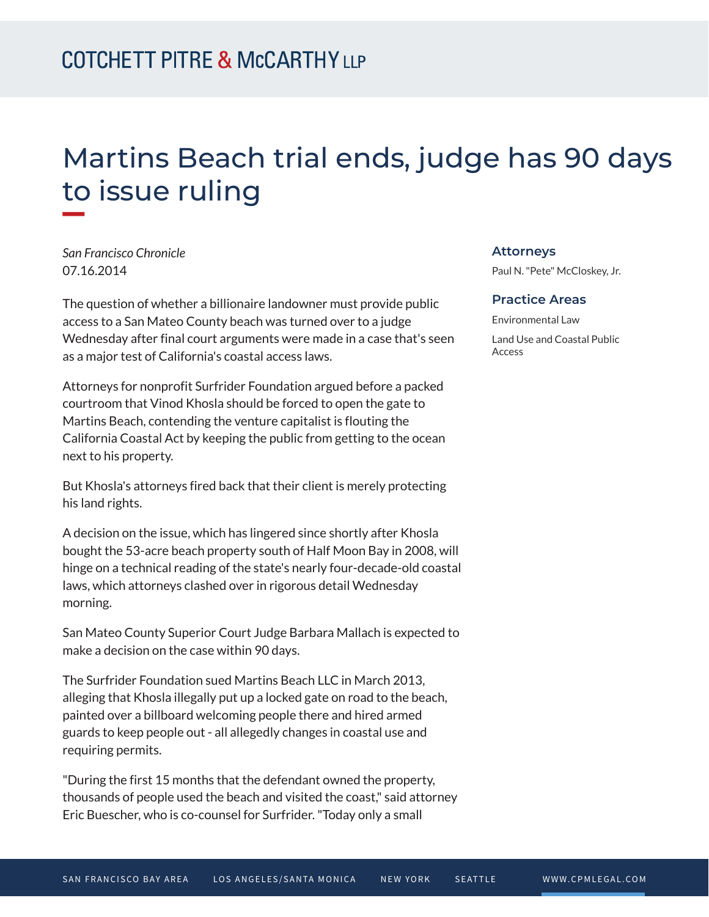# Martins Beach trial ends, judge has 90 days to issue ruling

*San Francisco Chronicle*
07.16.2014

The question of whether a billionaire landowner must provide public access to a San Mateo County beach was turned over to a judge Wednesday after final court arguments were made in a case that's seen as a major test of California's coastal access laws.

Attorneys for nonprofit Surfrider Foundation argued before a packed courtroom that Vinod Khosla should be forced to open the gate to Martins Beach, contending the venture capitalist is flouting the California Coastal Act by keeping the public from getting to the ocean next to his property.

But Khosla's attorneys fired back that their client is merely protecting his land rights.

A decision on the issue, which has lingered since shortly after Khosla bought the 53-acre beach property south of Half Moon Bay in 2008, will hinge on a technical reading of the state's nearly four-decade-old coastal laws, which attorneys clashed over in rigorous detail Wednesday morning.

San Mateo County Superior Court Judge Barbara Mallach is expected to make a decision on the case within 90 days.

The Surfrider Foundation sued Martins Beach LLC in March 2013, alleging that Khosla illegally put up a locked gate on road to the beach, painted over a billboard welcoming people there and hired armed guards to keep people out - all allegedly changes in coastal use and requiring permits.

"During the first 15 months that the defendant owned the property, thousands of people used the beach and visited the coast," said attorney Eric Buescher, who is co-counsel for Surfrider. "Today only a small

## Attorneys

Paul N. "Pete" McCloskey, Jr.

## Practice Areas

Environmental Law

Land Use and Coastal Public Access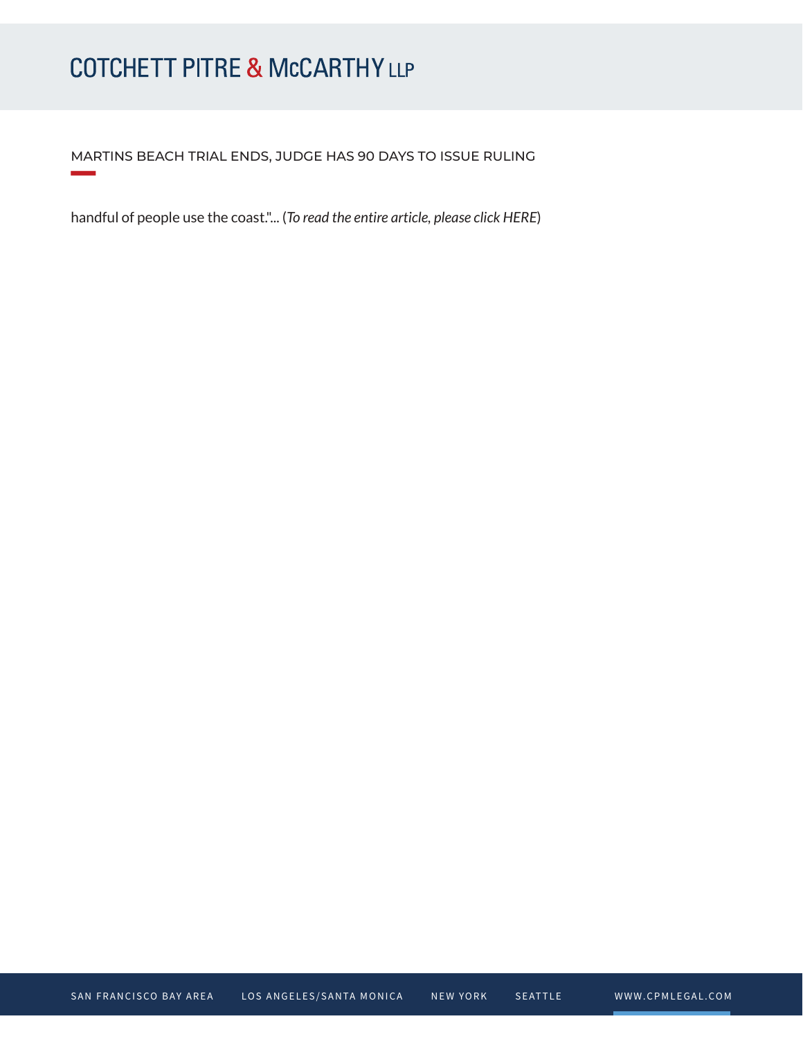handful of people use the coast."... (*To read the entire article, please click HERE*)